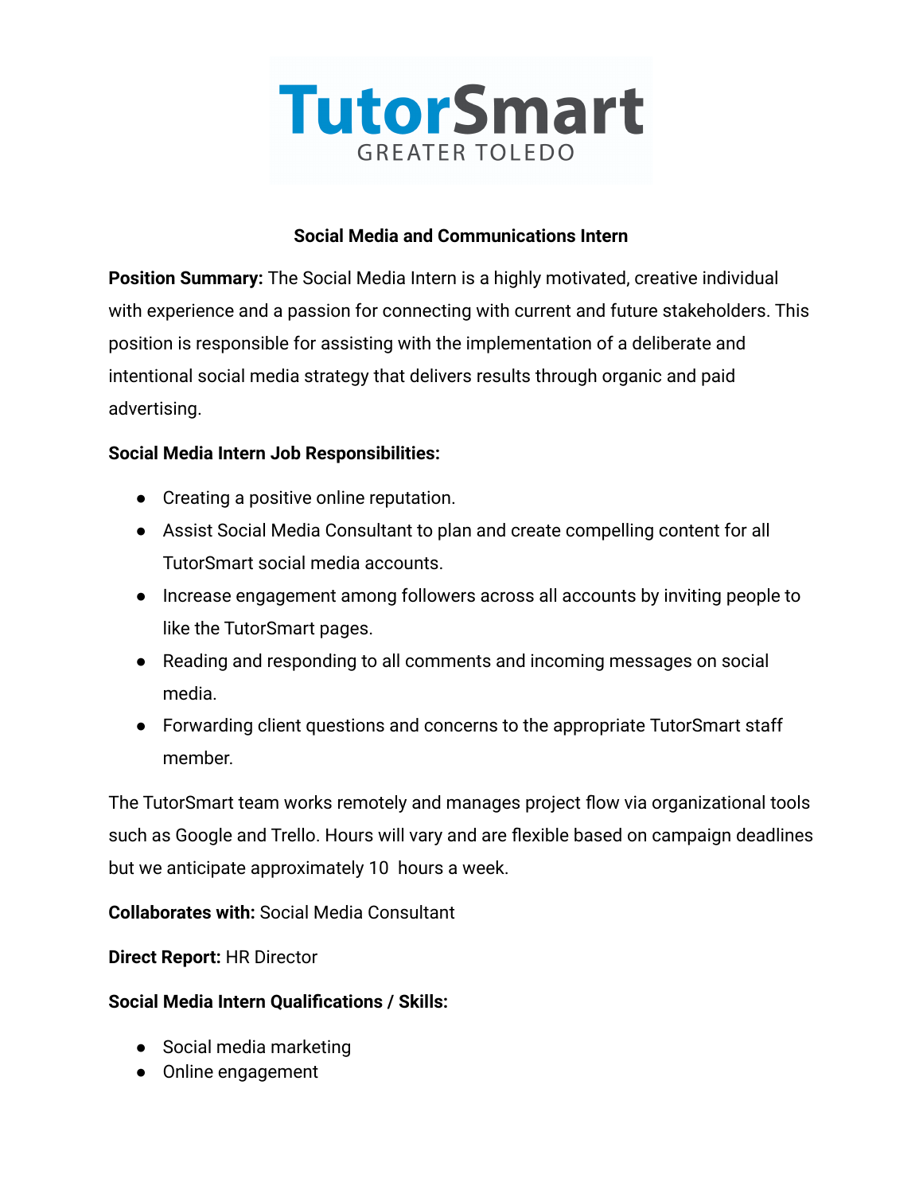# TutorSmart

GREATER TOLEDO

## Social Media and Communications Intern

**Position Summary:** The Social Media Intern is a highly motivated, creative individual with experience and a passion for connecting with current and future stakeholders. This position is responsible for assisting with the implementation of a deliberate and intentional social media strategy that delivers results through organic and paid advertising.

**Social Media Intern Job Responsibilities:**

- Creating a positive online reputation.
- Assist Social Media Consultant to plan and create compelling content for all TutorSmart social media accounts.
- Increase engagement among followers across all accounts by inviting people to like the TutorSmart pages.
- Reading and responding to all comments and incoming messages on social media.
- Forwarding client questions and concerns to the appropriate TutorSmart staff member.

The TutorSmart team works remotely and manages project flow via organizational tools such as Google and Trello. Hours will vary and are flexible based on campaign deadlines but we anticipate approximately 10 hours a week.

**Collaborates with:** Social Media Consultant

**Direct Report:** HR Director

**Social Media Intern Qualifications / Skills:**

- Social media marketing
- Online engagement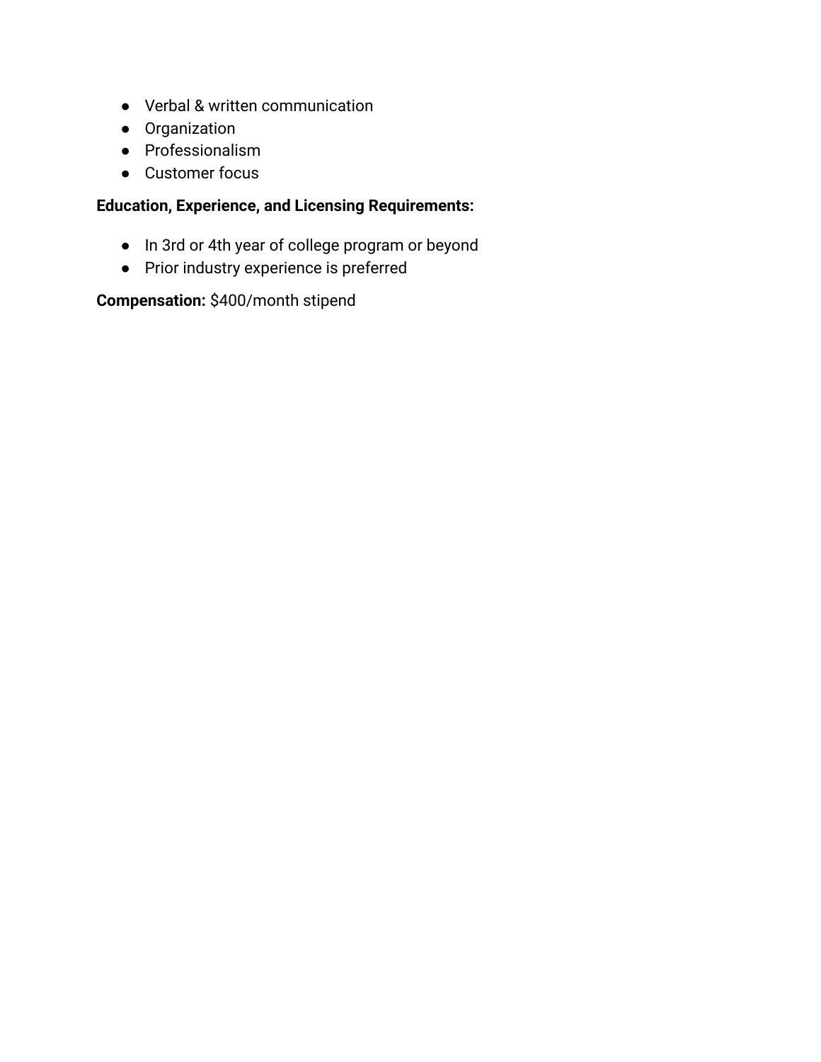- Verbal & written communication
- Organization
- Professionalism
- Customer focus

**Education, Experience, and Licensing Requirements:**

- In 3rd or 4th year of college program or beyond
- Prior industry experience is preferred

**Compensation:** $400/month stipend